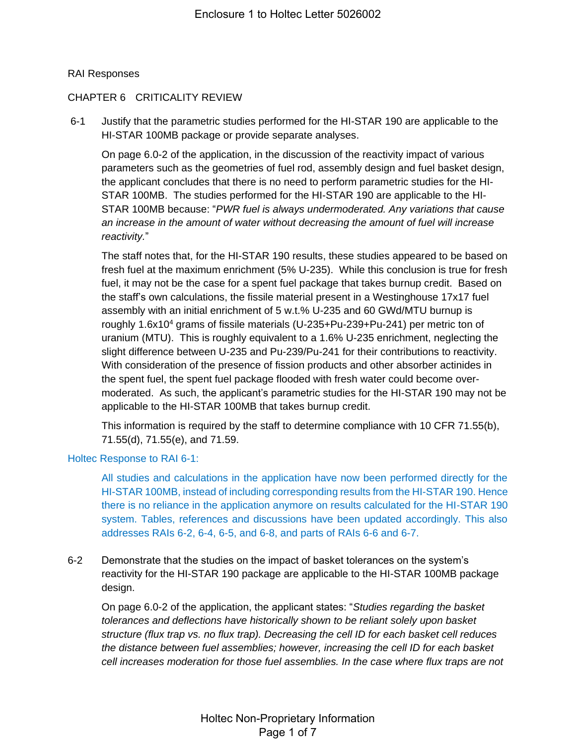RAI Responses

CHAPTER 6 CRITICALITY REVIEW

6-1 Justify that the parametric studies performed for the HI-STAR 190 are applicable to the HI-STAR 100MB package or provide separate analyses.

On page 6.0-2 of the application, in the discussion of the reactivity impact of various parameters such as the geometries of fuel rod, assembly design and fuel basket design, the applicant concludes that there is no need to perform parametric studies for the HI-STAR 100MB. The studies performed for the HI-STAR 190 are applicable to the HI-STAR 100MB because: "*PWR fuel is always undermoderated. Any variations that cause an increase in the amount of water without decreasing the amount of fuel will increase reactivity.*"

The staff notes that, for the HI-STAR 190 results, these studies appeared to be based on fresh fuel at the maximum enrichment (5% U-235). While this conclusion is true for fresh fuel, it may not be the case for a spent fuel package that takes burnup credit. Based on the staff's own calculations, the fissile material present in a Westinghouse 17x17 fuel assembly with an initial enrichment of 5 w.t.% U-235 and 60 GWd/MTU burnup is roughly $1.6 \times 10^4$ grams of fissile materials (U-235+Pu-239+Pu-241) per metric ton of uranium (MTU). This is roughly equivalent to a 1.6% U-235 enrichment, neglecting the slight difference between U-235 and Pu-239/Pu-241 for their contributions to reactivity. With consideration of the presence of fission products and other absorber actinides in the spent fuel, the spent fuel package flooded with fresh water could become over-moderated. As such, the applicant's parametric studies for the HI-STAR 190 may not be applicable to the HI-STAR 100MB that takes burnup credit.

This information is required by the staff to determine compliance with 10 CFR 71.55(b), 71.55(d), 71.55(e), and 71.59.

Holtec Response to RAI 6-1:

All studies and calculations in the application have now been performed directly for the HI-STAR 100MB, instead of including corresponding results from the HI-STAR 190. Hence there is no reliance in the application anymore on results calculated for the HI-STAR 190 system. Tables, references and discussions have been updated accordingly. This also addresses RAIs 6-2, 6-4, 6-5, and 6-8, and parts of RAIs 6-6 and 6-7.

6-2 Demonstrate that the studies on the impact of basket tolerances on the system's reactivity for the HI-STAR 190 package are applicable to the HI-STAR 100MB package design.

On page 6.0-2 of the application, the applicant states: "*Studies regarding the basket tolerances and deflections have historically shown to be reliant solely upon basket structure (flux trap vs. no flux trap). Decreasing the cell ID for each basket cell reduces the distance between fuel assemblies; however, increasing the cell ID for each basket cell increases moderation for those fuel assemblies. In the case where flux traps are not*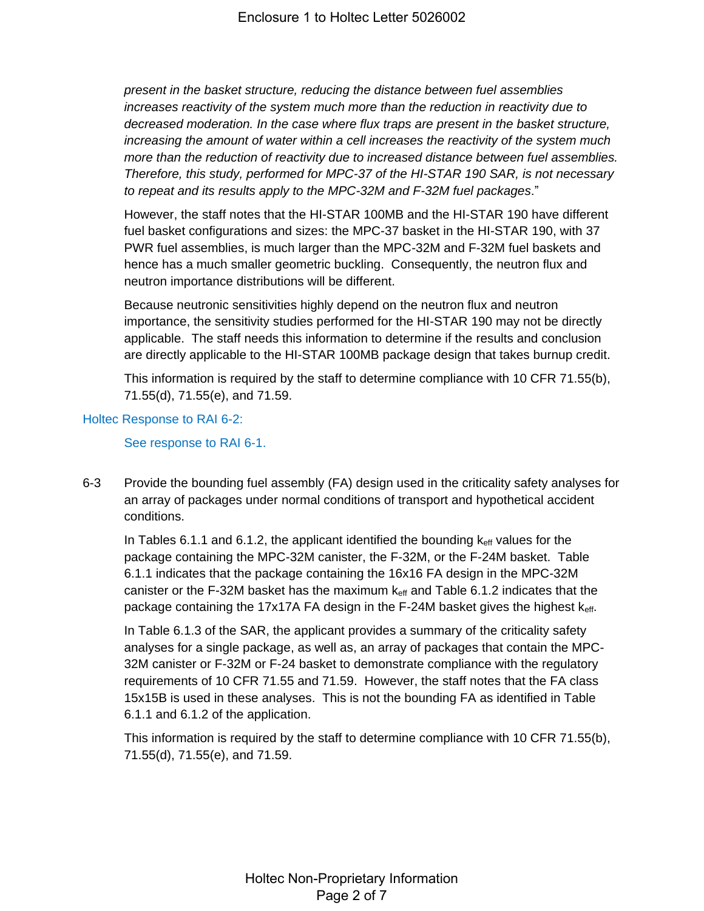*present in the basket structure, reducing the distance between fuel assemblies increases reactivity of the system much more than the reduction in reactivity due to decreased moderation. In the case where flux traps are present in the basket structure, increasing the amount of water within a cell increases the reactivity of the system much more than the reduction of reactivity due to increased distance between fuel assemblies. Therefore, this study, performed for MPC-37 of the HI-STAR 190 SAR, is not necessary to repeat and its results apply to the MPC-32M and F-32M fuel packages*."

However, the staff notes that the HI-STAR 100MB and the HI-STAR 190 have different fuel basket configurations and sizes: the MPC-37 basket in the HI-STAR 190, with 37 PWR fuel assemblies, is much larger than the MPC-32M and F-32M fuel baskets and hence has a much smaller geometric buckling. Consequently, the neutron flux and neutron importance distributions will be different.

Because neutronic sensitivities highly depend on the neutron flux and neutron importance, the sensitivity studies performed for the HI-STAR 190 may not be directly applicable. The staff needs this information to determine if the results and conclusion are directly applicable to the HI-STAR 100MB package design that takes burnup credit.

This information is required by the staff to determine compliance with 10 CFR 71.55(b), 71.55(d), 71.55(e), and 71.59.

Holtec Response to RAI 6-2:

See response to RAI 6-1.

6-3 Provide the bounding fuel assembly (FA) design used in the criticality safety analyses for an array of packages under normal conditions of transport and hypothetical accident conditions.

In Tables 6.1.1 and 6.1.2, the applicant identified the bounding $k_{eff}$ values for the package containing the MPC-32M canister, the F-32M, or the F-24M basket. Table 6.1.1 indicates that the package containing the 16x16 FA design in the MPC-32M canister or the F-32M basket has the maximum $k_{eff}$ and Table 6.1.2 indicates that the package containing the 17x17A FA design in the F-24M basket gives the highest $k_{eff}$.

In Table 6.1.3 of the SAR, the applicant provides a summary of the criticality safety analyses for a single package, as well as, an array of packages that contain the MPC-32M canister or F-32M or F-24 basket to demonstrate compliance with the regulatory requirements of 10 CFR 71.55 and 71.59. However, the staff notes that the FA class 15x15B is used in these analyses. This is not the bounding FA as identified in Table 6.1.1 and 6.1.2 of the application.

This information is required by the staff to determine compliance with 10 CFR 71.55(b), 71.55(d), 71.55(e), and 71.59.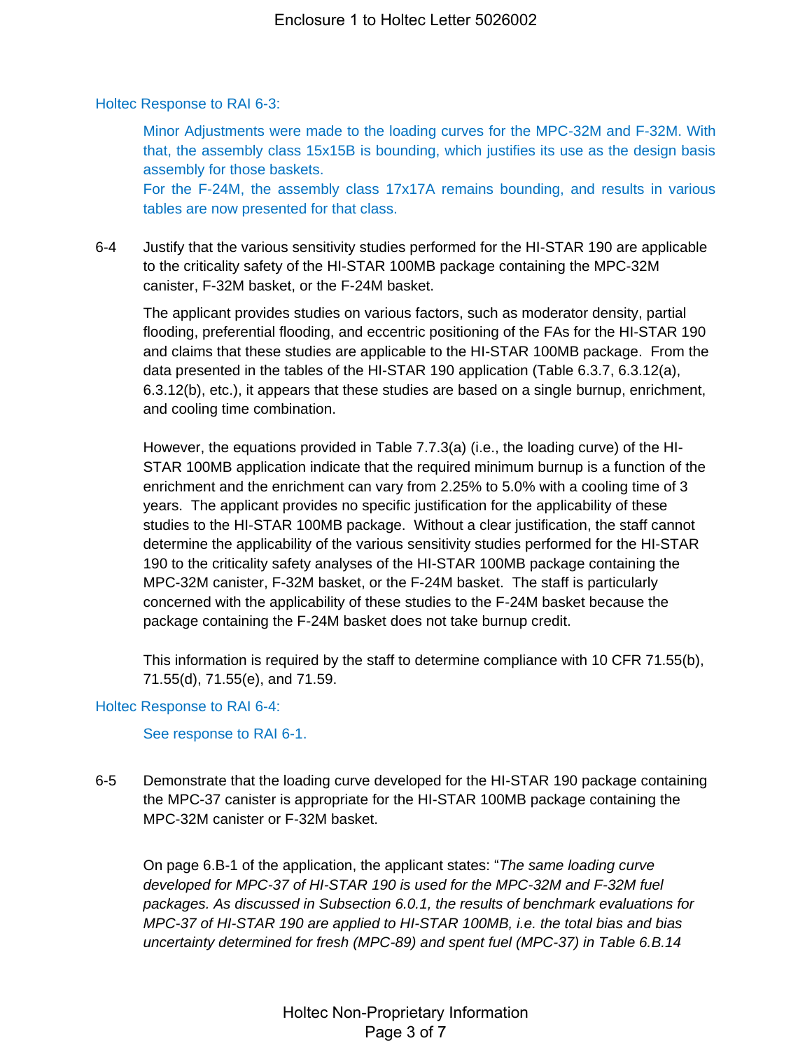Holtec Response to RAI 6-3:

> Minor Adjustments were made to the loading curves for the MPC-32M and F-32M. With that, the assembly class 15x15B is bounding, which justifies its use as the design basis assembly for those baskets.
>
> For the F-24M, the assembly class 17x17A remains bounding, and results in various tables are now presented for that class.

6-4 Justify that the various sensitivity studies performed for the HI-STAR 190 are applicable to the criticality safety of the HI-STAR 100MB package containing the MPC-32M canister, F-32M basket, or the F-24M basket.

The applicant provides studies on various factors, such as moderator density, partial flooding, preferential flooding, and eccentric positioning of the FAs for the HI-STAR 190 and claims that these studies are applicable to the HI-STAR 100MB package. From the data presented in the tables of the HI-STAR 190 application (Table 6.3.7, 6.3.12(a), 6.3.12(b), etc.), it appears that these studies are based on a single burnup, enrichment, and cooling time combination.

However, the equations provided in Table 7.7.3(a) (i.e., the loading curve) of the HI-STAR 100MB application indicate that the required minimum burnup is a function of the enrichment and the enrichment can vary from 2.25% to 5.0% with a cooling time of 3 years. The applicant provides no specific justification for the applicability of these studies to the HI-STAR 100MB package. Without a clear justification, the staff cannot determine the applicability of the various sensitivity studies performed for the HI-STAR 190 to the criticality safety analyses of the HI-STAR 100MB package containing the MPC-32M canister, F-32M basket, or the F-24M basket. The staff is particularly concerned with the applicability of these studies to the F-24M basket because the package containing the F-24M basket does not take burnup credit.

This information is required by the staff to determine compliance with 10 CFR 71.55(b), 71.55(d), 71.55(e), and 71.59.

Holtec Response to RAI 6-4:

> See response to RAI 6-1.

6-5 Demonstrate that the loading curve developed for the HI-STAR 190 package containing the MPC-37 canister is appropriate for the HI-STAR 100MB package containing the MPC-32M canister or F-32M basket.

On page 6.B-1 of the application, the applicant states: "*The same loading curve developed for MPC-37 of HI-STAR 190 is used for the MPC-32M and F-32M fuel packages. As discussed in Subsection 6.0.1, the results of benchmark evaluations for MPC-37 of HI-STAR 190 are applied to HI-STAR 100MB, i.e. the total bias and bias uncertainty determined for fresh (MPC-89) and spent fuel (MPC-37) in Table 6.B.14*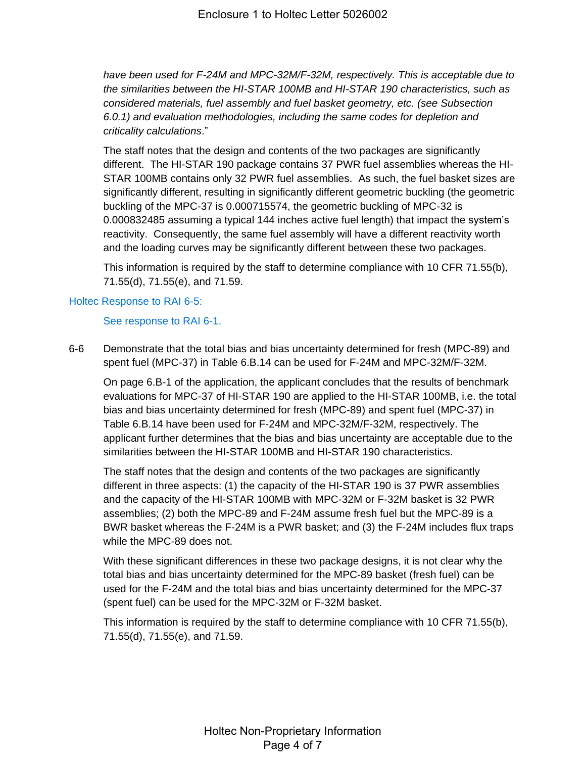*have been used for F-24M and MPC-32M/F-32M, respectively. This is acceptable due to the similarities between the HI-STAR 100MB and HI-STAR 190 characteristics, such as considered materials, fuel assembly and fuel basket geometry, etc. (see Subsection 6.0.1) and evaluation methodologies, including the same codes for depletion and criticality calculations*."

The staff notes that the design and contents of the two packages are significantly different. The HI-STAR 190 package contains 37 PWR fuel assemblies whereas the HI-STAR 100MB contains only 32 PWR fuel assemblies. As such, the fuel basket sizes are significantly different, resulting in significantly different geometric buckling (the geometric buckling of the MPC-37 is 0.000715574, the geometric buckling of MPC-32 is 0.000832485 assuming a typical 144 inches active fuel length) that impact the system's reactivity. Consequently, the same fuel assembly will have a different reactivity worth and the loading curves may be significantly different between these two packages.

This information is required by the staff to determine compliance with 10 CFR 71.55(b), 71.55(d), 71.55(e), and 71.59.

Holtec Response to RAI 6-5:

See response to RAI 6-1.

6-6 Demonstrate that the total bias and bias uncertainty determined for fresh (MPC-89) and spent fuel (MPC-37) in Table 6.B.14 can be used for F-24M and MPC-32M/F-32M.

On page 6.B-1 of the application, the applicant concludes that the results of benchmark evaluations for MPC-37 of HI-STAR 190 are applied to the HI-STAR 100MB, i.e. the total bias and bias uncertainty determined for fresh (MPC-89) and spent fuel (MPC-37) in Table 6.B.14 have been used for F-24M and MPC-32M/F-32M, respectively. The applicant further determines that the bias and bias uncertainty are acceptable due to the similarities between the HI-STAR 100MB and HI-STAR 190 characteristics.

The staff notes that the design and contents of the two packages are significantly different in three aspects: (1) the capacity of the HI-STAR 190 is 37 PWR assemblies and the capacity of the HI-STAR 100MB with MPC-32M or F-32M basket is 32 PWR assemblies; (2) both the MPC-89 and F-24M assume fresh fuel but the MPC-89 is a BWR basket whereas the F-24M is a PWR basket; and (3) the F-24M includes flux traps while the MPC-89 does not.

With these significant differences in these two package designs, it is not clear why the total bias and bias uncertainty determined for the MPC-89 basket (fresh fuel) can be used for the F-24M and the total bias and bias uncertainty determined for the MPC-37 (spent fuel) can be used for the MPC-32M or F-32M basket.

This information is required by the staff to determine compliance with 10 CFR 71.55(b), 71.55(d), 71.55(e), and 71.59.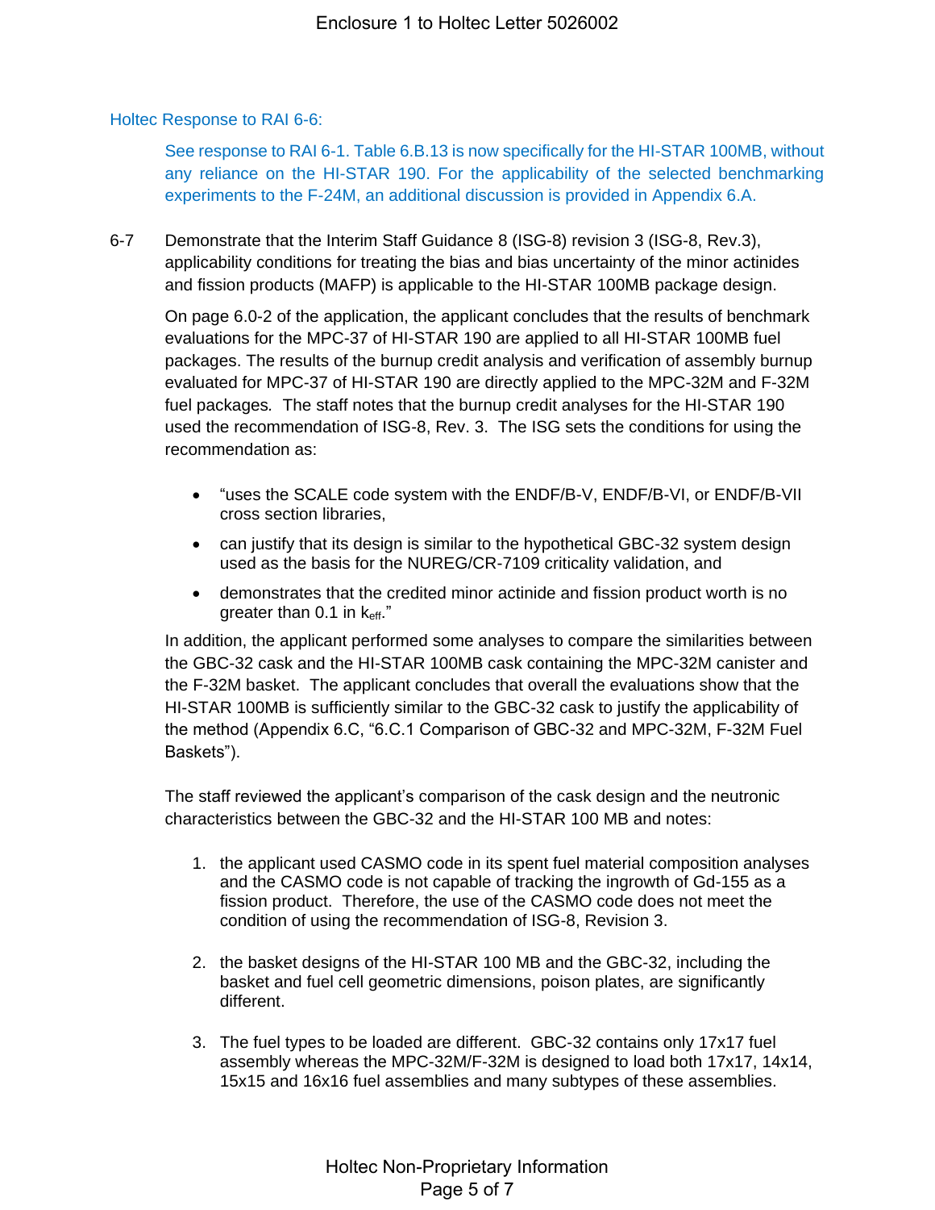Holtec Response to RAI 6-6:

See response to RAI 6-1. Table 6.B.13 is now specifically for the HI-STAR 100MB, without any reliance on the HI-STAR 190. For the applicability of the selected benchmarking experiments to the F-24M, an additional discussion is provided in Appendix 6.A.

6-7 Demonstrate that the Interim Staff Guidance 8 (ISG-8) revision 3 (ISG-8, Rev.3), applicability conditions for treating the bias and bias uncertainty of the minor actinides and fission products (MAFP) is applicable to the HI-STAR 100MB package design.

On page 6.0-2 of the application, the applicant concludes that the results of benchmark evaluations for the MPC-37 of HI-STAR 190 are applied to all HI-STAR 100MB fuel packages. The results of the burnup credit analysis and verification of assembly burnup evaluated for MPC-37 of HI-STAR 190 are directly applied to the MPC-32M and F-32M fuel packages. The staff notes that the burnup credit analyses for the HI-STAR 190 used the recommendation of ISG-8, Rev. 3. The ISG sets the conditions for using the recommendation as:

- "uses the SCALE code system with the ENDF/B-V, ENDF/B-VI, or ENDF/B-VII cross section libraries,
- can justify that its design is similar to the hypothetical GBC-32 system design used as the basis for the NUREG/CR-7109 criticality validation, and
- demonstrates that the credited minor actinide and fission product worth is no greater than 0.1 in $k_{eff}$."

In addition, the applicant performed some analyses to compare the similarities between the GBC-32 cask and the HI-STAR 100MB cask containing the MPC-32M canister and the F-32M basket. The applicant concludes that overall the evaluations show that the HI-STAR 100MB is sufficiently similar to the GBC-32 cask to justify the applicability of the method (Appendix 6.C, "6.C.1 Comparison of GBC-32 and MPC-32M, F-32M Fuel Baskets").

The staff reviewed the applicant's comparison of the cask design and the neutronic characteristics between the GBC-32 and the HI-STAR 100 MB and notes:

1. the applicant used CASMO code in its spent fuel material composition analyses and the CASMO code is not capable of tracking the ingrowth of Gd-155 as a fission product. Therefore, the use of the CASMO code does not meet the condition of using the recommendation of ISG-8, Revision 3.

2. the basket designs of the HI-STAR 100 MB and the GBC-32, including the basket and fuel cell geometric dimensions, poison plates, are significantly different.

3. The fuel types to be loaded are different. GBC-32 contains only 17x17 fuel assembly whereas the MPC-32M/F-32M is designed to load both 17x17, 14x14, 15x15 and 16x16 fuel assemblies and many subtypes of these assemblies.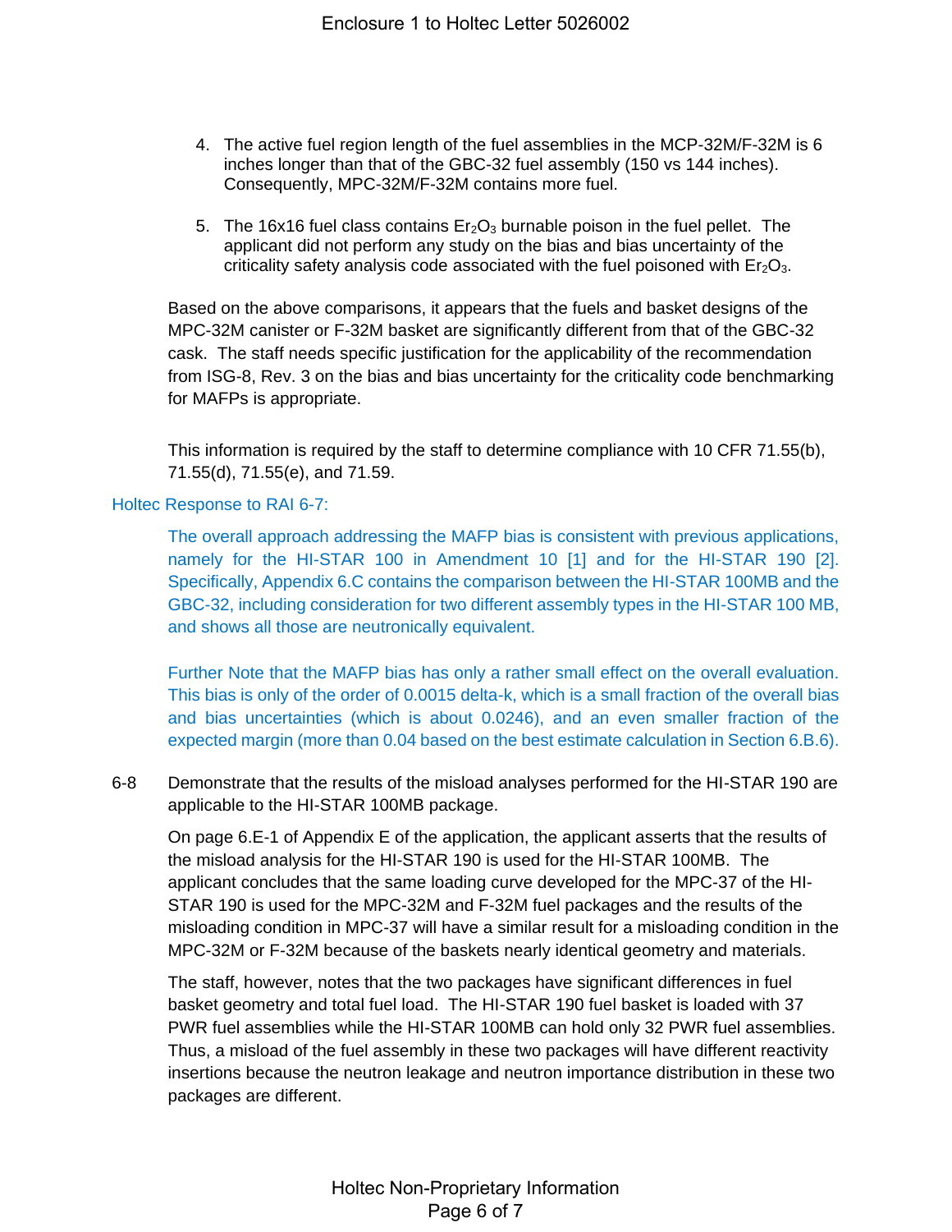4. The active fuel region length of the fuel assemblies in the MCP-32M/F-32M is 6 inches longer than that of the GBC-32 fuel assembly (150 vs 144 inches). Consequently, MPC-32M/F-32M contains more fuel.

5. The 16x16 fuel class contains $Er_2O_3$ burnable poison in the fuel pellet. The applicant did not perform any study on the bias and bias uncertainty of the criticality safety analysis code associated with the fuel poisoned with $Er_2O_3$.

Based on the above comparisons, it appears that the fuels and basket designs of the MPC-32M canister or F-32M basket are significantly different from that of the GBC-32 cask. The staff needs specific justification for the applicability of the recommendation from ISG-8, Rev. 3 on the bias and bias uncertainty for the criticality code benchmarking for MAFPs is appropriate.

This information is required by the staff to determine compliance with 10 CFR 71.55(b), 71.55(d), 71.55(e), and 71.59.

Holtec Response to RAI 6-7:

The overall approach addressing the MAFP bias is consistent with previous applications, namely for the HI-STAR 100 in Amendment 10 [1] and for the HI-STAR 190 [2]. Specifically, Appendix 6.C contains the comparison between the HI-STAR 100MB and the GBC-32, including consideration for two different assembly types in the HI-STAR 100 MB, and shows all those are neutronically equivalent.

Further Note that the MAFP bias has only a rather small effect on the overall evaluation. This bias is only of the order of 0.0015 delta-k, which is a small fraction of the overall bias and bias uncertainties (which is about 0.0246), and an even smaller fraction of the expected margin (more than 0.04 based on the best estimate calculation in Section 6.B.6).

6-8 Demonstrate that the results of the misload analyses performed for the HI-STAR 190 are applicable to the HI-STAR 100MB package.

On page 6.E-1 of Appendix E of the application, the applicant asserts that the results of the misload analysis for the HI-STAR 190 is used for the HI-STAR 100MB. The applicant concludes that the same loading curve developed for the MPC-37 of the HI-STAR 190 is used for the MPC-32M and F-32M fuel packages and the results of the misloading condition in MPC-37 will have a similar result for a misloading condition in the MPC-32M or F-32M because of the baskets nearly identical geometry and materials.

The staff, however, notes that the two packages have significant differences in fuel basket geometry and total fuel load. The HI-STAR 190 fuel basket is loaded with 37 PWR fuel assemblies while the HI-STAR 100MB can hold only 32 PWR fuel assemblies. Thus, a misload of the fuel assembly in these two packages will have different reactivity insertions because the neutron leakage and neutron importance distribution in these two packages are different.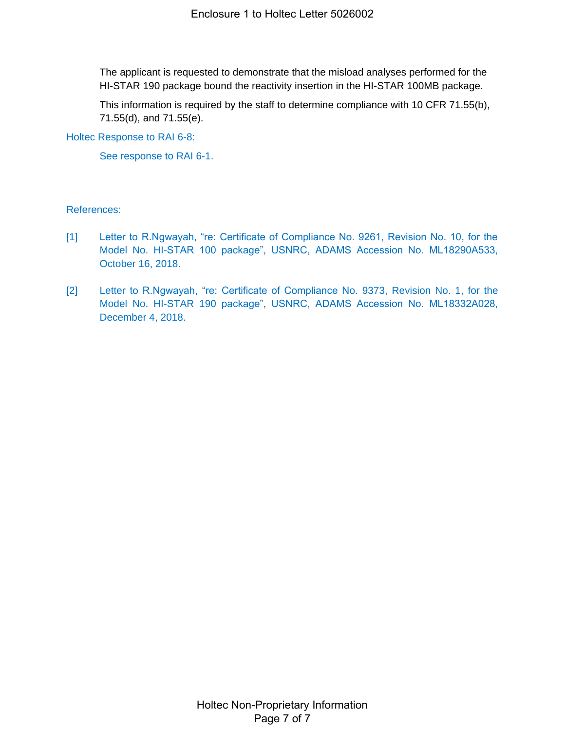The applicant is requested to demonstrate that the misload analyses performed for the HI-STAR 190 package bound the reactivity insertion in the HI-STAR 100MB package.

This information is required by the staff to determine compliance with 10 CFR 71.55(b), 71.55(d), and 71.55(e).

Holtec Response to RAI 6-8:

See response to RAI 6-1.

References:

[1] Letter to R.Ngwayah, “re: Certificate of Compliance No. 9261, Revision No. 10, for the Model No. HI-STAR 100 package”, USNRC, ADAMS Accession No. ML18290A533, October 16, 2018.

[2] Letter to R.Ngwayah, “re: Certificate of Compliance No. 9373, Revision No. 1, for the Model No. HI-STAR 190 package”, USNRC, ADAMS Accession No. ML18332A028, December 4, 2018.